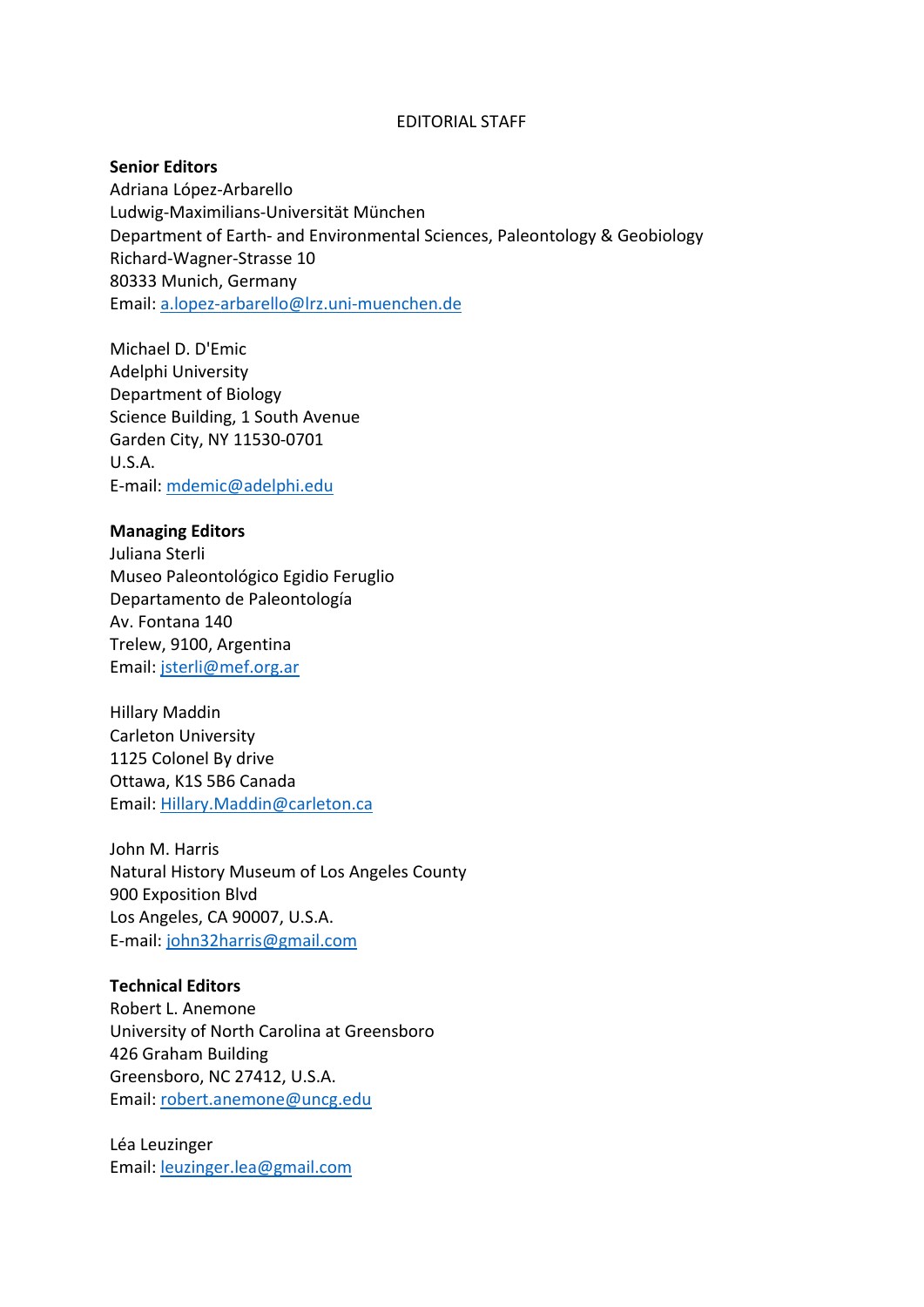# EDITORIAL STAFF

**Senior Editors**

Adriana López-Arbarello
Ludwig-Maximilians-Universität München
Department of Earth- and Environmental Sciences, Paleontology & Geobiology
Richard-Wagner-Strasse 10
80333 Munich, Germany
Email: a.lopez-arbarello@lrz.uni-muenchen.de

Michael D. D'Emic
Adelphi University
Department of Biology
Science Building, 1 South Avenue
Garden City, NY 11530-0701
U.S.A.
E-mail: mdemic@adelphi.edu

**Managing Editors**

Juliana Sterli
Museo Paleontológico Egidio Feruglio
Departamento de Paleontología
Av. Fontana 140
Trelew, 9100, Argentina
Email: jsterli@mef.org.ar

Hillary Maddin
Carleton University
1125 Colonel By drive
Ottawa, K1S 5B6 Canada
Email: Hillary.Maddin@carleton.ca

John M. Harris
Natural History Museum of Los Angeles County
900 Exposition Blvd
Los Angeles, CA 90007, U.S.A.
E-mail: john32harris@gmail.com

**Technical Editors**

Robert L. Anemone
University of North Carolina at Greensboro
426 Graham Building
Greensboro, NC 27412, U.S.A.
Email: robert.anemone@uncg.edu

Léa Leuzinger
Email: leuzinger.lea@gmail.com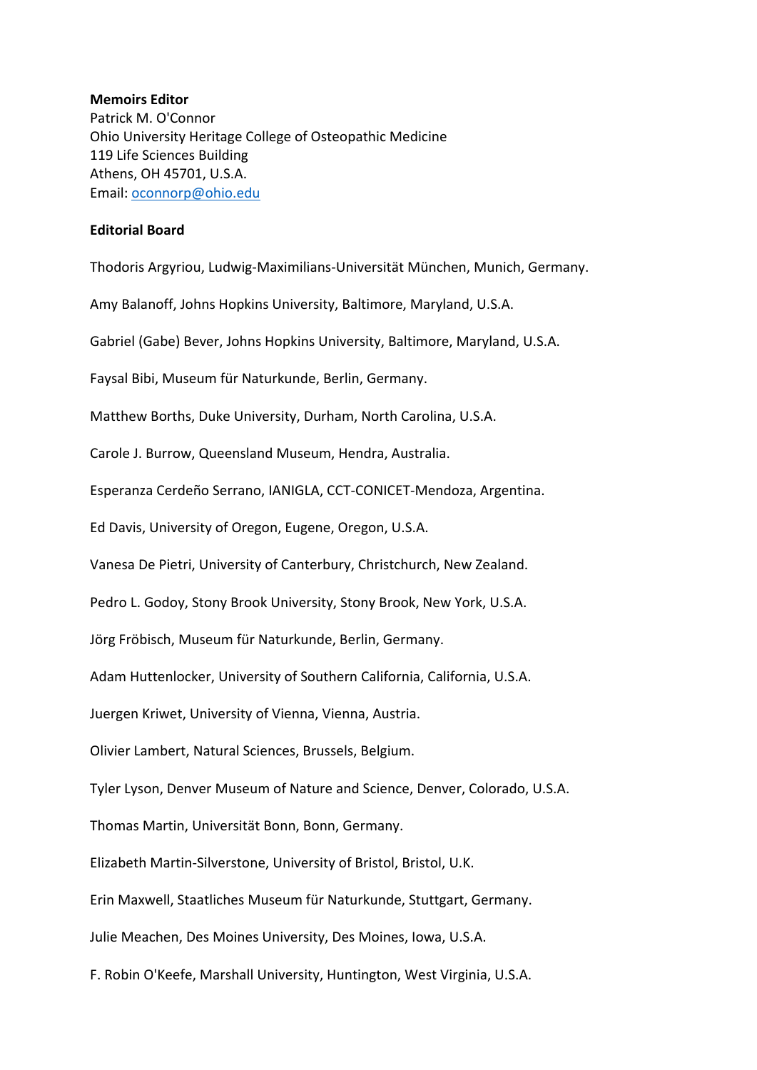**Memoirs Editor**
Patrick M. O'Connor
Ohio University Heritage College of Osteopathic Medicine
119 Life Sciences Building
Athens, OH 45701, U.S.A.
Email: oconnorp@ohio.edu

**Editorial Board**

Thodoris Argyriou, Ludwig-Maximilians-Universität München, Munich, Germany.

Amy Balanoff, Johns Hopkins University, Baltimore, Maryland, U.S.A.

Gabriel (Gabe) Bever, Johns Hopkins University, Baltimore, Maryland, U.S.A.

Faysal Bibi, Museum für Naturkunde, Berlin, Germany.

Matthew Borths, Duke University, Durham, North Carolina, U.S.A.

Carole J. Burrow, Queensland Museum, Hendra, Australia.

Esperanza Cerdeño Serrano, IANIGLA, CCT-CONICET-Mendoza, Argentina.

Ed Davis, University of Oregon, Eugene, Oregon, U.S.A.

Vanesa De Pietri, University of Canterbury, Christchurch, New Zealand.

Pedro L. Godoy, Stony Brook University, Stony Brook, New York, U.S.A.

Jörg Fröbisch, Museum für Naturkunde, Berlin, Germany.

Adam Huttenlocker, University of Southern California, California, U.S.A.

Juergen Kriwet, University of Vienna, Vienna, Austria.

Olivier Lambert, Natural Sciences, Brussels, Belgium.

Tyler Lyson, Denver Museum of Nature and Science, Denver, Colorado, U.S.A.

Thomas Martin, Universität Bonn, Bonn, Germany.

Elizabeth Martin-Silverstone, University of Bristol, Bristol, U.K.

Erin Maxwell, Staatliches Museum für Naturkunde, Stuttgart, Germany.

Julie Meachen, Des Moines University, Des Moines, Iowa, U.S.A.

F. Robin O'Keefe, Marshall University, Huntington, West Virginia, U.S.A.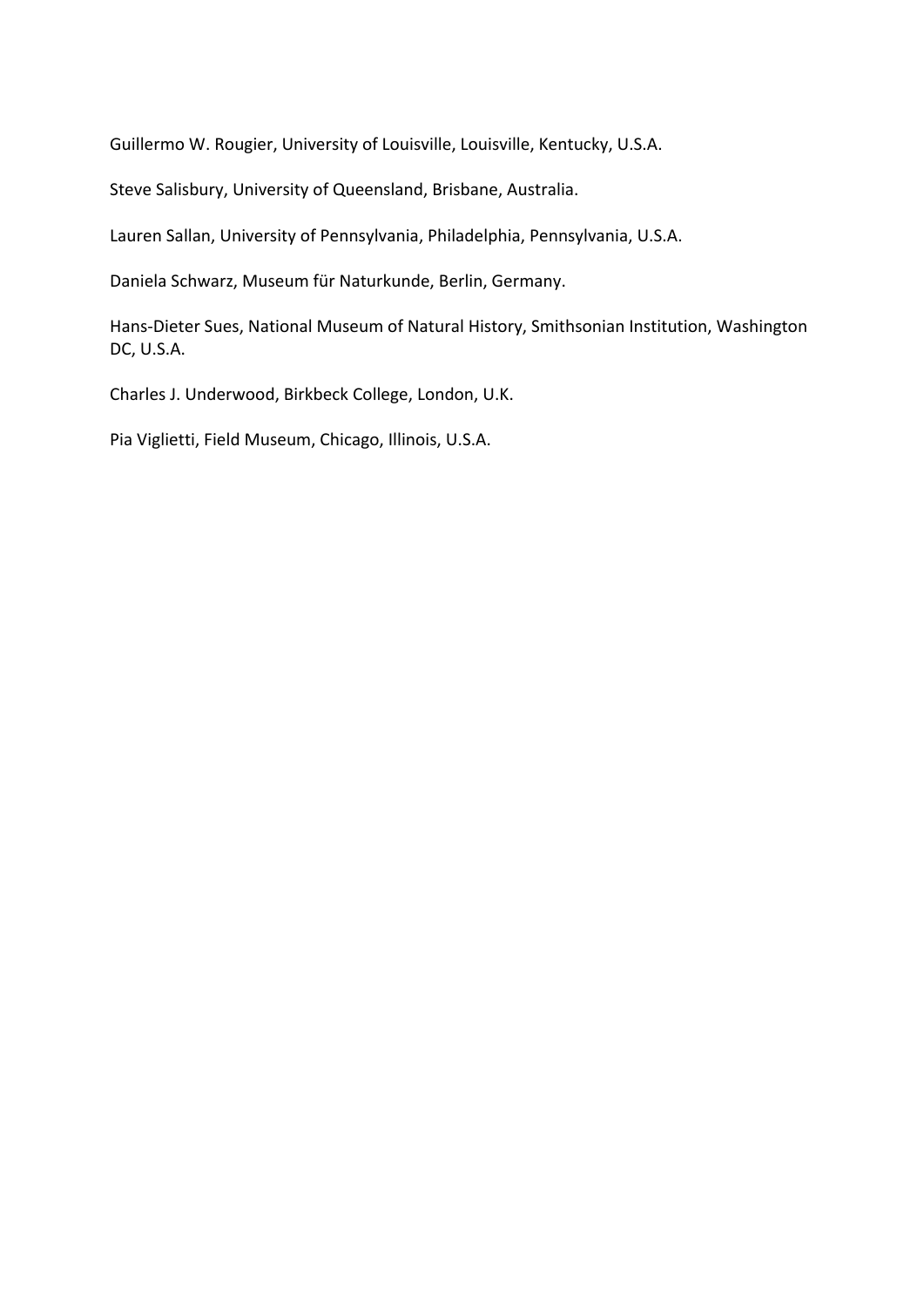Guillermo W. Rougier, University of Louisville, Louisville, Kentucky, U.S.A.

Steve Salisbury, University of Queensland, Brisbane, Australia.

Lauren Sallan, University of Pennsylvania, Philadelphia, Pennsylvania, U.S.A.

Daniela Schwarz, Museum für Naturkunde, Berlin, Germany.

Hans-Dieter Sues, National Museum of Natural History, Smithsonian Institution, Washington DC, U.S.A.

Charles J. Underwood, Birkbeck College, London, U.K.

Pia Viglietti, Field Museum, Chicago, Illinois, U.S.A.